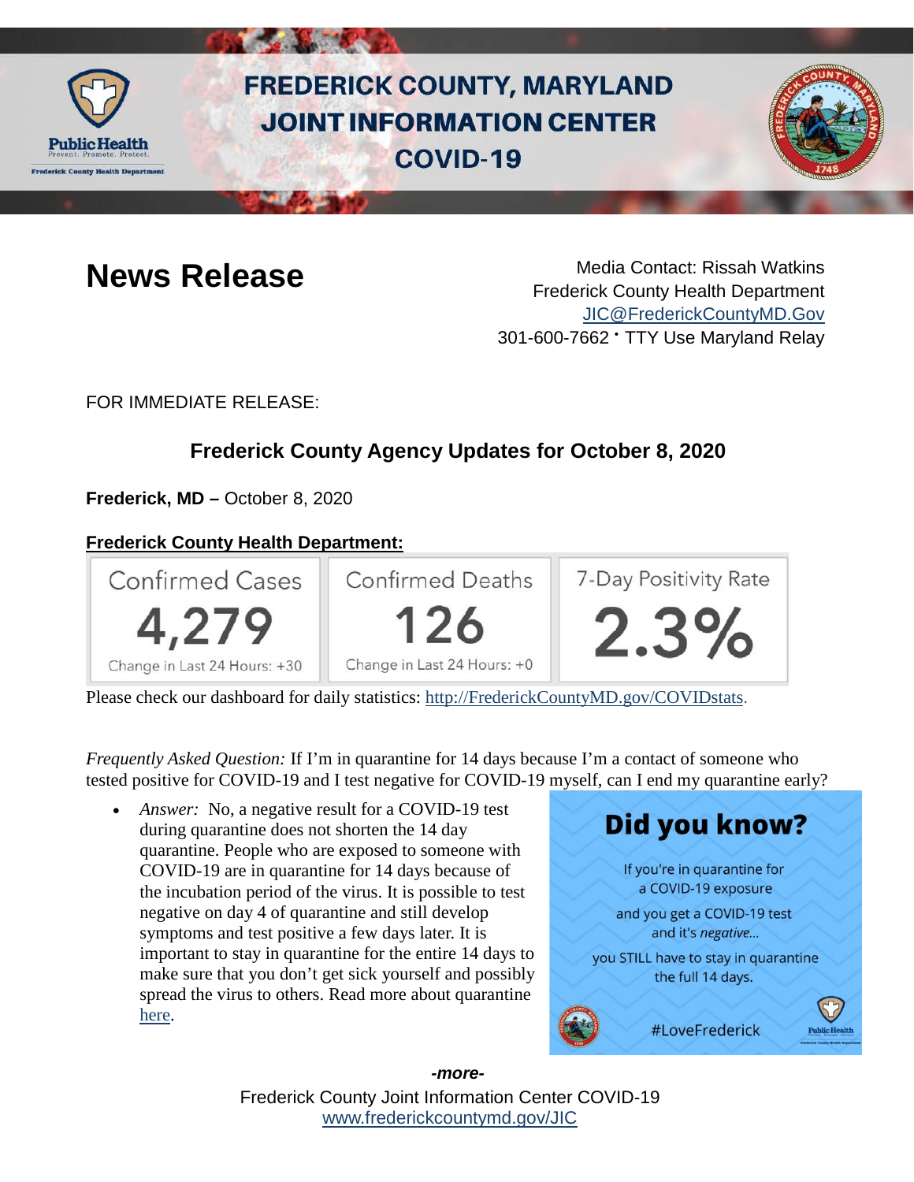# FREDERICK COUNTY, MARYLAND JOINT INFORMATION CENTER COVID-19

## News Release

Media Contact: Rissah Watkins
Frederick County Health Department
JIC@FrederickCountyMD.Gov
301-600-7662 • TTY Use Maryland Relay

FOR IMMEDIATE RELEASE:

## Frederick County Agency Updates for October 8, 2020

**Frederick, MD –** October 8, 2020

**Frederick County Health Department:**

| Confirmed Cases | Confirmed Deaths | 7-Day Positivity Rate |
|---|---|---|
| 4,279 | 126 | 2.3% |
| Change in Last 24 Hours: +30 | Change in Last 24 Hours: +0 | |

Please check our dashboard for daily statistics: http://FrederickCountyMD.gov/COVIDstats.

*Frequently Asked Question:* If I'm in quarantine for 14 days because I'm a contact of someone who tested positive for COVID-19 and I test negative for COVID-19 myself, can I end my quarantine early?

- *Answer:* No, a negative result for a COVID-19 test during quarantine does not shorten the 14 day quarantine. People who are exposed to someone with COVID-19 are in quarantine for 14 days because of the incubation period of the virus. It is possible to test negative on day 4 of quarantine and still develop symptoms and test positive a few days later. It is important to stay in quarantine for the entire 14 days to make sure that you don't get sick yourself and possibly spread the virus to others. Read more about quarantine here.

**Did you know?**

If you're in quarantine for a COVID-19 exposure and you get a COVID-19 test and it's *negative*... you STILL have to stay in quarantine the full 14 days.

#LoveFrederick

*-more-*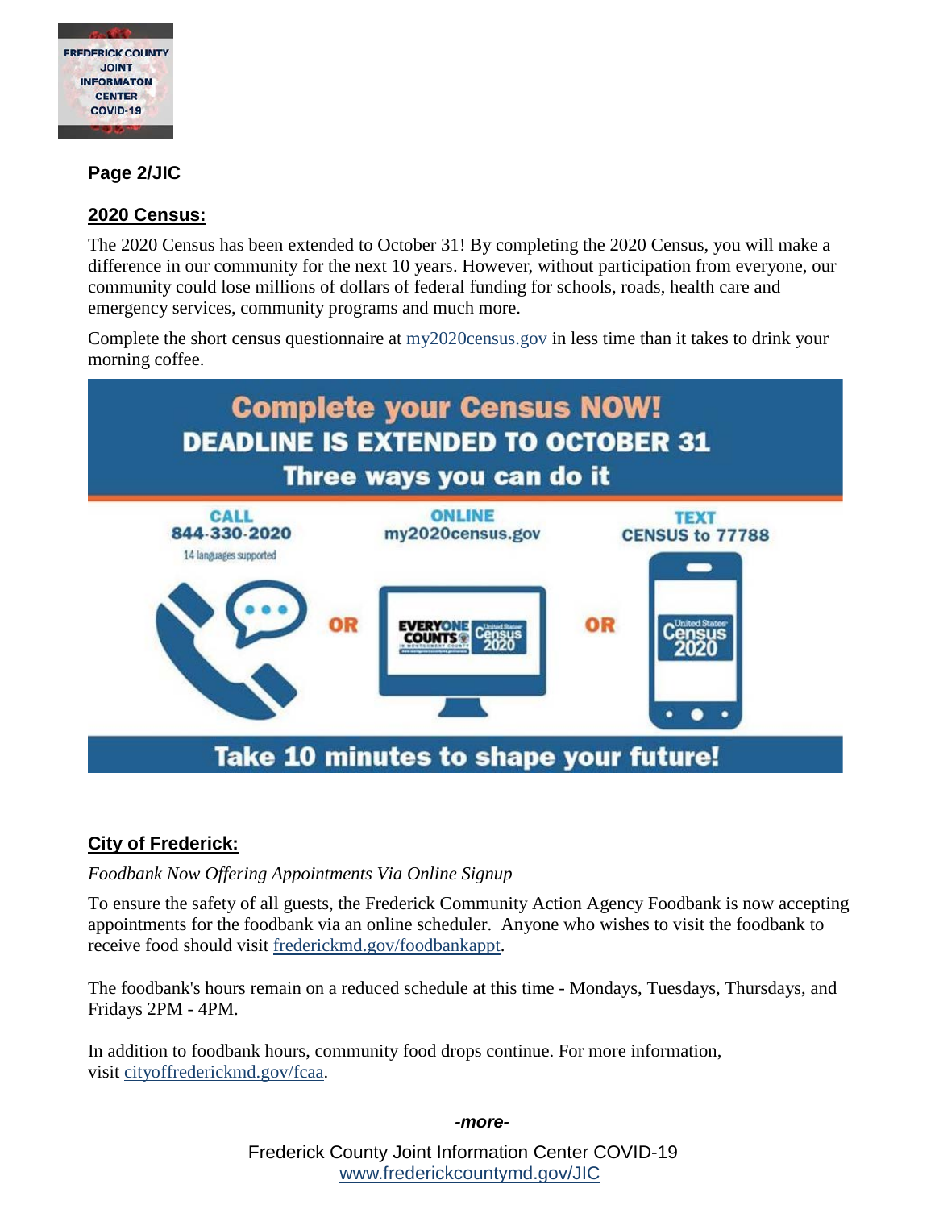**Page 2/JIC**

## 2020 Census:

The 2020 Census has been extended to October 31! By completing the 2020 Census, you will make a difference in our community for the next 10 years. However, without participation from everyone, our community could lose millions of dollars of federal funding for schools, roads, health care and emergency services, community programs and much more.

Complete the short census questionnaire at [my2020census.gov](my2020census.gov) in less time than it takes to drink your morning coffee.

**Complete your Census NOW!**
**DEADLINE IS EXTENDED TO OCTOBER 31**
**Three ways you can do it**

**CALL** 844-330-2020 (14 languages supported) **OR** **ONLINE** my2020census.gov **OR** **TEXT** CENSUS to 77788

**Take 10 minutes to shape your future!**

## City of Frederick:

*Foodbank Now Offering Appointments Via Online Signup*

To ensure the safety of all guests, the Frederick Community Action Agency Foodbank is now accepting appointments for the foodbank via an online scheduler. Anyone who wishes to visit the foodbank to receive food should visit [frederickmd.gov/foodbankappt](frederickmd.gov/foodbankappt).

The foodbank's hours remain on a reduced schedule at this time - Mondays, Tuesdays, Thursdays, and Fridays 2PM - 4PM.

In addition to foodbank hours, community food drops continue. For more information, visit [cityoffrederickmd.gov/fcaa](cityoffrederickmd.gov/fcaa).

*-more-*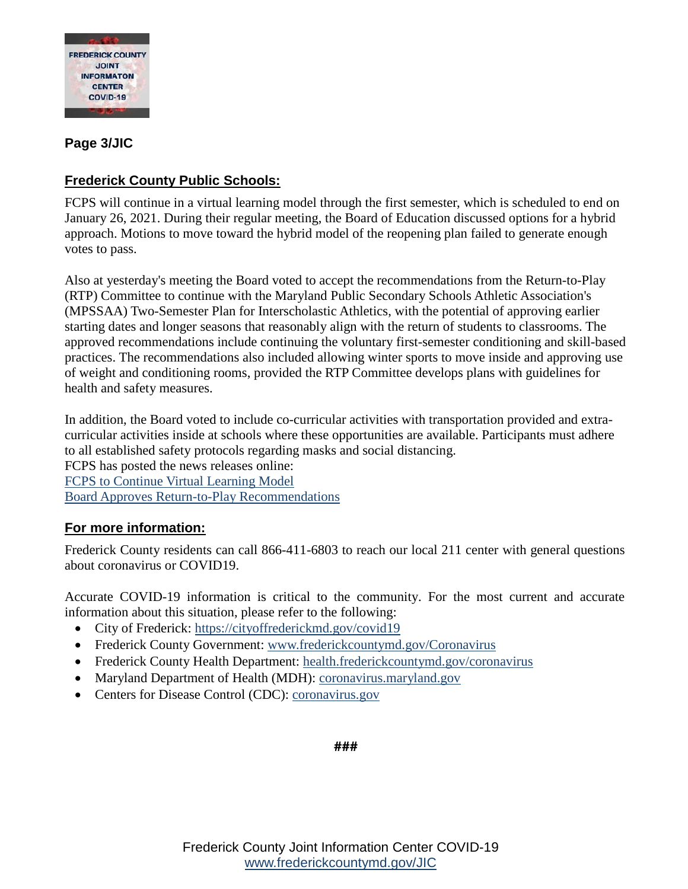**Page 3/JIC**

## Frederick County Public Schools:

FCPS will continue in a virtual learning model through the first semester, which is scheduled to end on January 26, 2021. During their regular meeting, the Board of Education discussed options for a hybrid approach. Motions to move toward the hybrid model of the reopening plan failed to generate enough votes to pass.

Also at yesterday's meeting the Board voted to accept the recommendations from the Return-to-Play (RTP) Committee to continue with the Maryland Public Secondary Schools Athletic Association's (MPSSAA) Two-Semester Plan for Interscholastic Athletics, with the potential of approving earlier starting dates and longer seasons that reasonably align with the return of students to classrooms. The approved recommendations include continuing the voluntary first-semester conditioning and skill-based practices. The recommendations also included allowing winter sports to move inside and approving use of weight and conditioning rooms, provided the RTP Committee develops plans with guidelines for health and safety measures.

In addition, the Board voted to include co-curricular activities with transportation provided and extra-curricular activities inside at schools where these opportunities are available. Participants must adhere to all established safety protocols regarding masks and social distancing.

FCPS has posted the news releases online:

FCPS to Continue Virtual Learning Model

Board Approves Return-to-Play Recommendations

## For more information:

Frederick County residents can call 866-411-6803 to reach our local 211 center with general questions about coronavirus or COVID19.

Accurate COVID-19 information is critical to the community. For the most current and accurate information about this situation, please refer to the following:

- City of Frederick: https://cityoffrederickmd.gov/covid19
- Frederick County Government: www.frederickcountymd.gov/Coronavirus
- Frederick County Health Department: health.frederickcountymd.gov/coronavirus
- Maryland Department of Health (MDH): coronavirus.maryland.gov
- Centers for Disease Control (CDC): coronavirus.gov

###